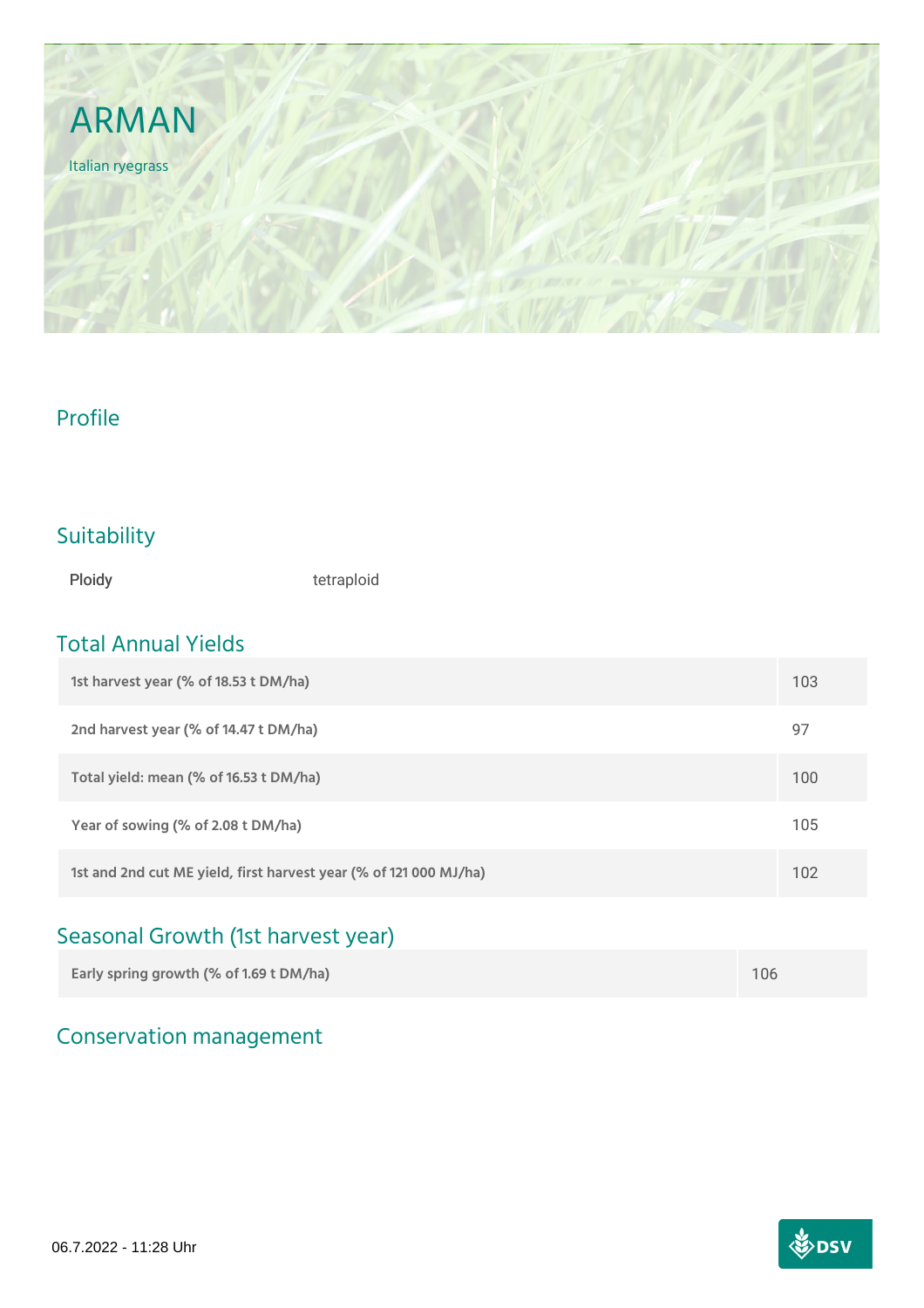# ARMAN

Italian ryegrass

## Profile

## Suitability

| Ploidy | tetraploid |
| --- | --- |

## Total Annual Yields

| | |
| --- | --- |
| 1st harvest year (% of 18.53 t DM/ha) | 103 |
| 2nd harvest year (% of 14.47 t DM/ha) | 97 |
| Total yield: mean (% of 16.53 t DM/ha) | 100 |
| Year of sowing (% of 2.08 t DM/ha) | 105 |
| 1st and 2nd cut ME yield, first harvest year (% of 121 000 MJ/ha) | 102 |

## Seasonal Growth (1st harvest year)

| | |
| --- | --- |
| Early spring growth (% of 1.69 t DM/ha) | 106 |

## Conservation management

06.7.2022 - 11:28 Uhr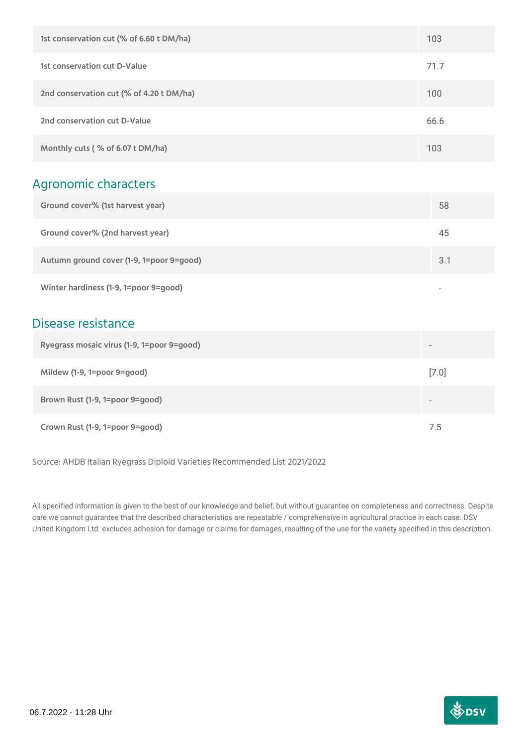| | |
|---|---|
| 1st conservation cut (% of 6.60 t DM/ha) | 103 |
| 1st conservation cut D-Value | 71.7 |
| 2nd conservation cut (% of 4.20 t DM/ha) | 100 |
| 2nd conservation cut D-Value | 66.6 |
| Monthly cuts ( % of 6.07 t DM/ha) | 103 |

## Agronomic characters

| | |
|---|---|
| Ground cover% (1st harvest year) | 58 |
| Ground cover% (2nd harvest year) | 45 |
| Autumn ground cover (1-9, 1=poor 9=good) | 3.1 |
| Winter hardiness (1-9, 1=poor 9=good) | - |

## Disease resistance

| | |
|---|---|
| Ryegrass mosaic virus (1-9, 1=poor 9=good) | - |
| Mildew (1-9, 1=poor 9=good) | [7.0] |
| Brown Rust (1-9, 1=poor 9=good) | - |
| Crown Rust (1-9, 1=poor 9=good) | 7.5 |

Source: AHDB Italian Ryegrass Diploid Varieties Recommended List 2021/2022

All specified information is given to the best of our knowledge and belief, but without guarantee on completeness and correctness. Despite care we cannot guarantee that the described characteristics are repeatable / comprehensive in agricultural practice in each case. DSV United Kingdom Ltd. excludes adhesion for damage or claims for damages, resulting of the use for the variety specified in this description.